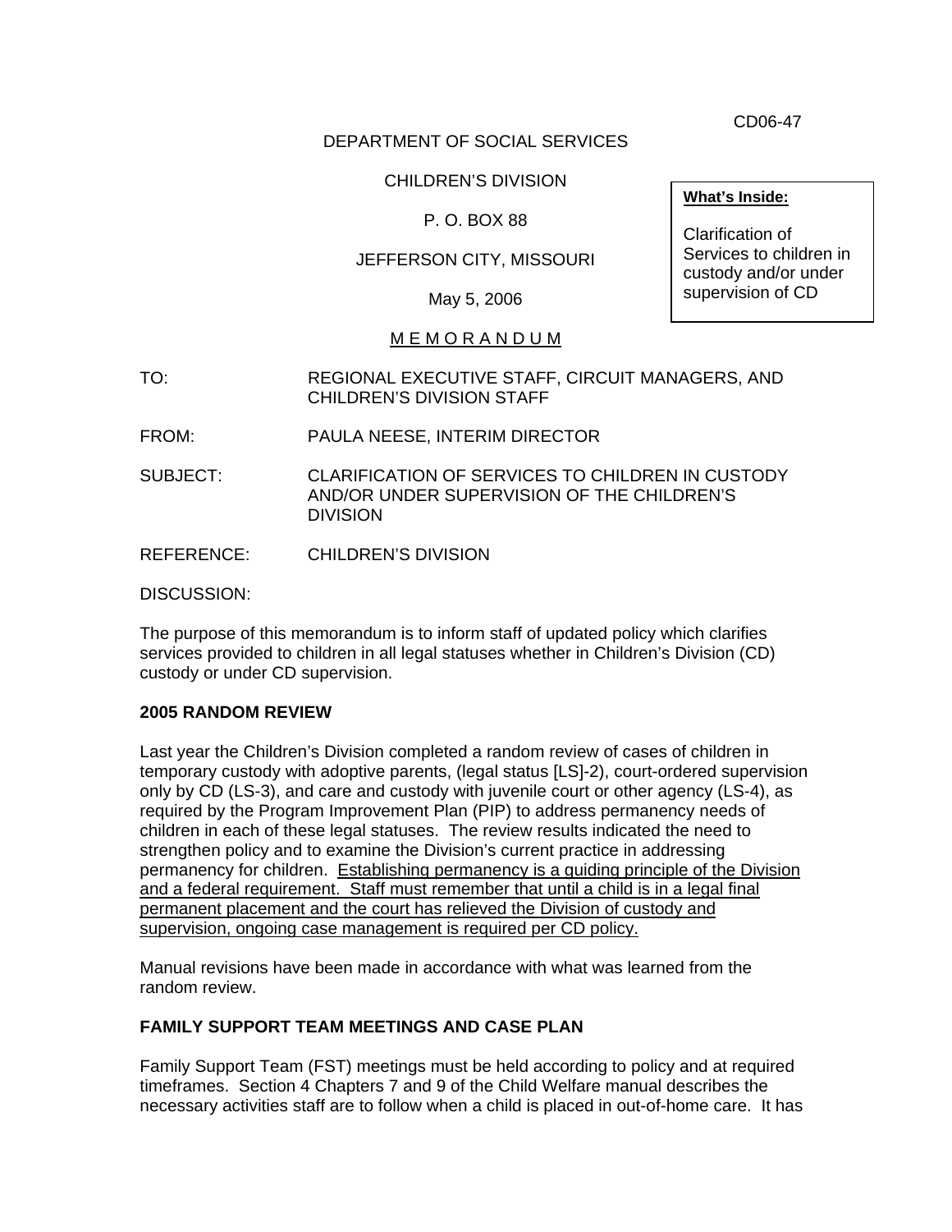CD06-47

DEPARTMENT OF SOCIAL SERVICES

CHILDREN'S DIVISION

P. O. BOX 88

JEFFERSON CITY, MISSOURI

May 5, 2006

**What's Inside:**

Clarification of Services to children in custody and/or under supervision of CD

M E M O R A N D U M

TO: REGIONAL EXECUTIVE STAFF, CIRCUIT MANAGERS, AND CHILDREN'S DIVISION STAFF

FROM: PAULA NEESE, INTERIM DIRECTOR

SUBJECT: CLARIFICATION OF SERVICES TO CHILDREN IN CUSTODY AND/OR UNDER SUPERVISION OF THE CHILDREN'S DIVISION

REFERENCE: CHILDREN'S DIVISION

DISCUSSION:

The purpose of this memorandum is to inform staff of updated policy which clarifies services provided to children in all legal statuses whether in Children's Division (CD) custody or under CD supervision.

**2005 RANDOM REVIEW**

Last year the Children's Division completed a random review of cases of children in temporary custody with adoptive parents, (legal status [LS]-2), court-ordered supervision only by CD (LS-3), and care and custody with juvenile court or other agency (LS-4), as required by the Program Improvement Plan (PIP) to address permanency needs of children in each of these legal statuses. The review results indicated the need to strengthen policy and to examine the Division's current practice in addressing permanency for children. Establishing permanency is a guiding principle of the Division and a federal requirement. Staff must remember that until a child is in a legal final permanent placement and the court has relieved the Division of custody and supervision, ongoing case management is required per CD policy.

Manual revisions have been made in accordance with what was learned from the random review.

**FAMILY SUPPORT TEAM MEETINGS AND CASE PLAN**

Family Support Team (FST) meetings must be held according to policy and at required timeframes. Section 4 Chapters 7 and 9 of the Child Welfare manual describes the necessary activities staff are to follow when a child is placed in out-of-home care. It has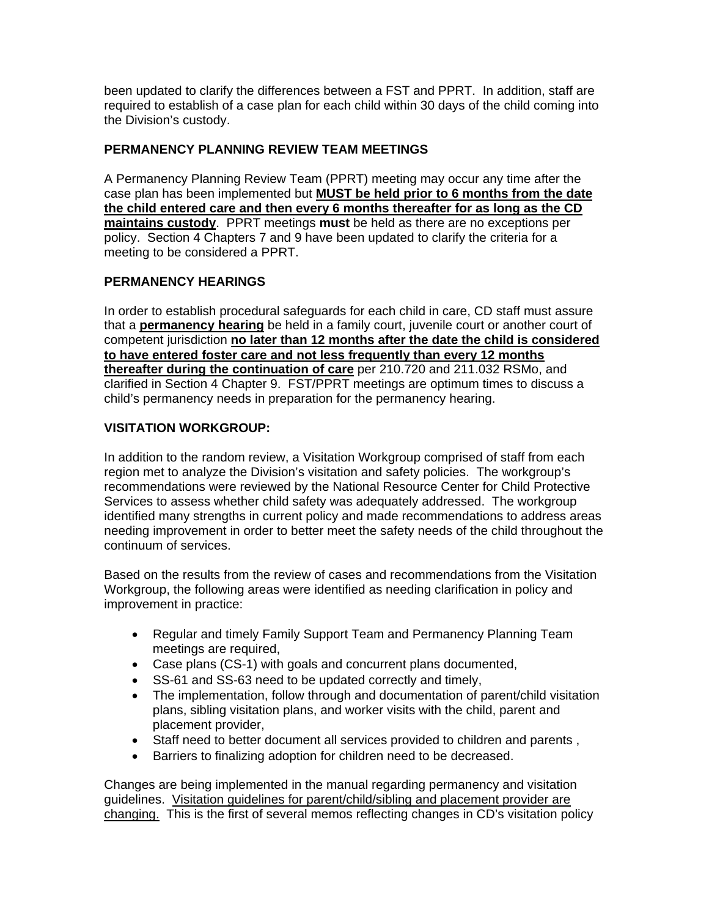been updated to clarify the differences between a FST and PPRT. In addition, staff are required to establish of a case plan for each child within 30 days of the child coming into the Division's custody.

**PERMANENCY PLANNING REVIEW TEAM MEETINGS**

A Permanency Planning Review Team (PPRT) meeting may occur any time after the case plan has been implemented but **MUST be held prior to 6 months from the date the child entered care and then every 6 months thereafter for as long as the CD maintains custody**. PPRT meetings **must** be held as there are no exceptions per policy. Section 4 Chapters 7 and 9 have been updated to clarify the criteria for a meeting to be considered a PPRT.

**PERMANENCY HEARINGS**

In order to establish procedural safeguards for each child in care, CD staff must assure that a **permanency hearing** be held in a family court, juvenile court or another court of competent jurisdiction **no later than 12 months after the date the child is considered to have entered foster care and not less frequently than every 12 months thereafter during the continuation of care** per 210.720 and 211.032 RSMo, and clarified in Section 4 Chapter 9. FST/PPRT meetings are optimum times to discuss a child's permanency needs in preparation for the permanency hearing.

**VISITATION WORKGROUP:**

In addition to the random review, a Visitation Workgroup comprised of staff from each region met to analyze the Division's visitation and safety policies. The workgroup's recommendations were reviewed by the National Resource Center for Child Protective Services to assess whether child safety was adequately addressed. The workgroup identified many strengths in current policy and made recommendations to address areas needing improvement in order to better meet the safety needs of the child throughout the continuum of services.

Based on the results from the review of cases and recommendations from the Visitation Workgroup, the following areas were identified as needing clarification in policy and improvement in practice:

- Regular and timely Family Support Team and Permanency Planning Team meetings are required,
- Case plans (CS-1) with goals and concurrent plans documented,
- SS-61 and SS-63 need to be updated correctly and timely,
- The implementation, follow through and documentation of parent/child visitation plans, sibling visitation plans, and worker visits with the child, parent and placement provider,
- Staff need to better document all services provided to children and parents ,
- Barriers to finalizing adoption for children need to be decreased.

Changes are being implemented in the manual regarding permanency and visitation guidelines. Visitation guidelines for parent/child/sibling and placement provider are changing. This is the first of several memos reflecting changes in CD's visitation policy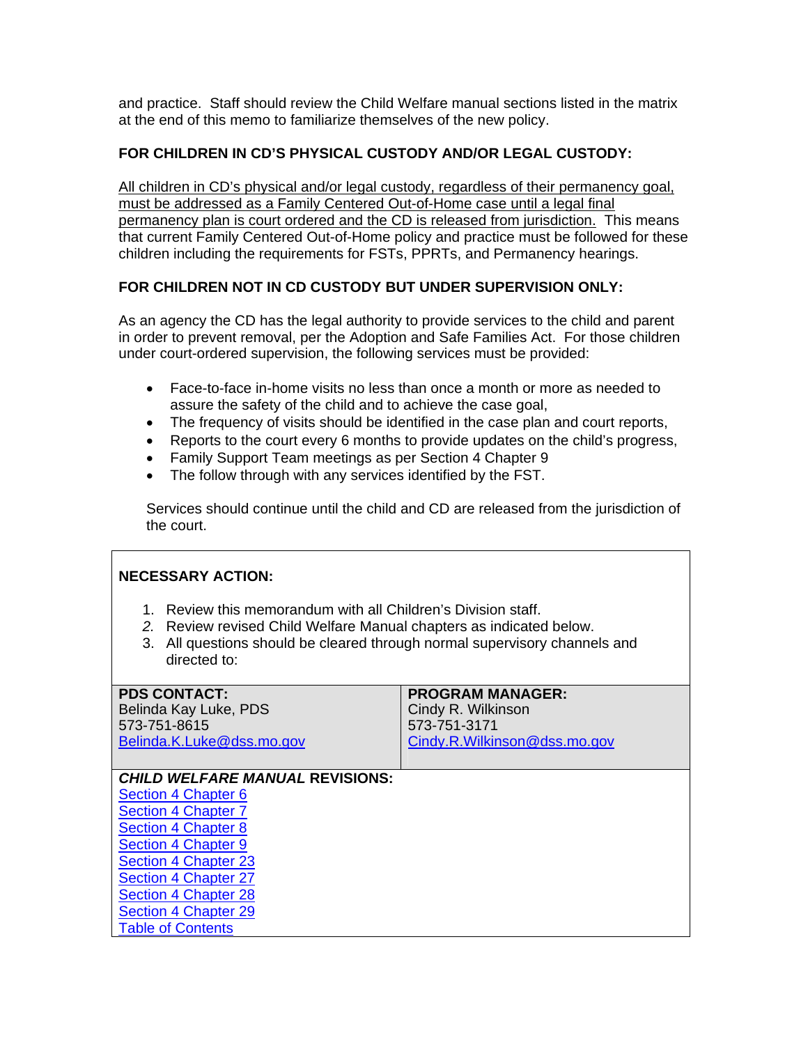and practice. Staff should review the Child Welfare manual sections listed in the matrix at the end of this memo to familiarize themselves of the new policy.

**FOR CHILDREN IN CD'S PHYSICAL CUSTODY AND/OR LEGAL CUSTODY:**

<u>All children in CD's physical and/or legal custody, regardless of their permanency goal, must be addressed as a Family Centered Out-of-Home case until a legal final permanency plan is court ordered and the CD is released from jurisdiction.</u> This means that current Family Centered Out-of-Home policy and practice must be followed for these children including the requirements for FSTs, PPRTs, and Permanency hearings.

**FOR CHILDREN NOT IN CD CUSTODY BUT UNDER SUPERVISION ONLY:**

As an agency the CD has the legal authority to provide services to the child and parent in order to prevent removal, per the Adoption and Safe Families Act. For those children under court-ordered supervision, the following services must be provided:

- Face-to-face in-home visits no less than once a month or more as needed to assure the safety of the child and to achieve the case goal,
- The frequency of visits should be identified in the case plan and court reports,
- Reports to the court every 6 months to provide updates on the child's progress,
- Family Support Team meetings as per Section 4 Chapter 9
- The follow through with any services identified by the FST.

Services should continue until the child and CD are released from the jurisdiction of the court.

**NECESSARY ACTION:**

1. Review this memorandum with all Children's Division staff.
2. Review revised Child Welfare Manual chapters as indicated below.
3. All questions should be cleared through normal supervisory channels and directed to:

| **PDS CONTACT:** | **PROGRAM MANAGER:** |
|---|---|
| Belinda Kay Luke, PDS<br>573-751-8615<br>Belinda.K.Luke@dss.mo.gov | Cindy R. Wilkinson<br>573-751-3171<br>Cindy.R.Wilkinson@dss.mo.gov |

***CHILD WELFARE MANUAL* REVISIONS:**

Section 4 Chapter 6
Section 4 Chapter 7
Section 4 Chapter 8
Section 4 Chapter 9
Section 4 Chapter 23
Section 4 Chapter 27
Section 4 Chapter 28
Section 4 Chapter 29
Table of Contents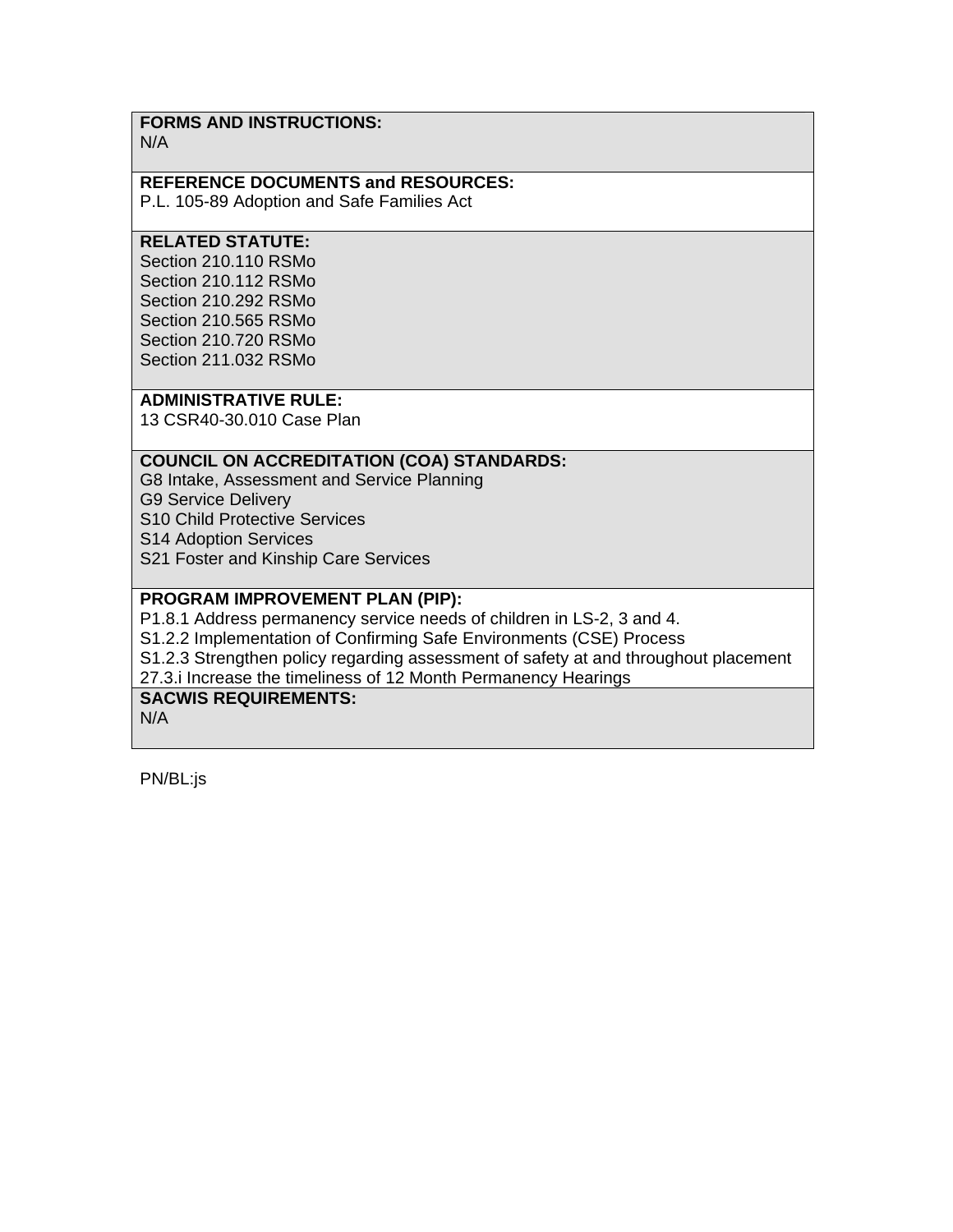**FORMS AND INSTRUCTIONS:**
N/A

**REFERENCE DOCUMENTS and RESOURCES:**
P.L. 105-89 Adoption and Safe Families Act

**RELATED STATUTE:**
Section 210.110 RSMo
Section 210.112 RSMo
Section 210.292 RSMo
Section 210.565 RSMo
Section 210.720 RSMo
Section 211.032 RSMo

**ADMINISTRATIVE RULE:**
13 CSR40-30.010 Case Plan

**COUNCIL ON ACCREDITATION (COA) STANDARDS:**
G8 Intake, Assessment and Service Planning
G9 Service Delivery
S10 Child Protective Services
S14 Adoption Services
S21 Foster and Kinship Care Services

**PROGRAM IMPROVEMENT PLAN (PIP):**
P1.8.1 Address permanency service needs of children in LS-2, 3 and 4.
S1.2.2 Implementation of Confirming Safe Environments (CSE) Process
S1.2.3 Strengthen policy regarding assessment of safety at and throughout placement
27.3.i Increase the timeliness of 12 Month Permanency Hearings

**SACWIS REQUIREMENTS:**
N/A

PN/BL:js